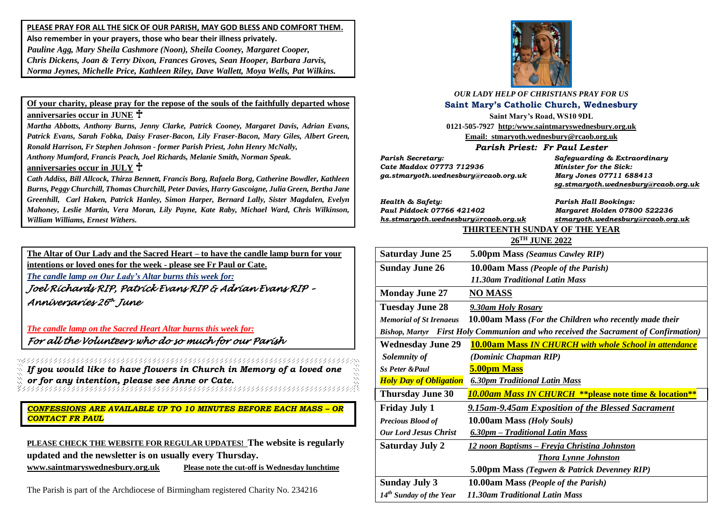**PLEASE PRAY FOR ALL THE SICK OF OUR PARISH, MAY GOD BLESS AND COMFORT THEM.**

**Also remember in your prayers, those who bear their illness privately.**

*Pauline Agg, Mary Sheila Cashmore (Noon), Sheila Cooney, Margaret Cooper, Chris Dickens, Joan & Terry Dixon, Frances Groves, Sean Hooper, Barbara Jarvis, Norma Jeynes, Michelle Price, Kathleen Riley, Dave Wallett, Moya Wells, Pat Wilkins.*

**Of your charity, please pray for the repose of the souls of the faithfully departed whose anniversaries occur in JUNE ✝**

*Martha Abbotts, Anthony Burns, Jenny Clarke, Patrick Cooney, Margaret Davis, Adrian Evans, Patrick Evans, Sarah Fobka, Daisy Fraser-Bacon, Lily Fraser-Bacon, Mary Giles, Albert Green, Ronald Harrison, Fr Stephen Johnson - former Parish Priest, John Henry McNally, Anthony Mumford, Francis Peach, Joel Richards, Melanie Smith, Norman Speak.*

**anniversaries occur in JULY ✝**

*Cath Addiss, Bill Allcock, Thirza Bennett, Francis Borg, Rafaela Borg, Catherine Bowdler, Kathleen Burns, Peggy Churchill, Thomas Churchill, Peter Davies, Harry Gascoigne, Julia Green, Bertha Jane Greenhill, Carl Haken, Patrick Hanley, Simon Harper, Bernard Lally, Sister Magdalen, Evelyn Mahoney, Leslie Martin, Vera Moran, Lily Payne, Kate Raby, Michael Ward, Chris Wilkinson, William Williams, Ernest Withers.*

**The Altar of Our Lady and the Sacred Heart – to have the candle lamp burn for your intentions or loved ones for the week - please see Fr Paul or Cate.**

*The candle lamp on Our Lady's Altar burns this week for:*

*Joel Richards RIP, Patrick Evans RIP & Adrian Evans RIP – Anniversaries 26th June*

*The candle lamp on the Sacred Heart Altar burns this week for:*

*For all the Volunteers who do so much for our Parish*

***If you would like to have flowers in Church in Memory of a loved one or for any intention, please see Anne or Cate.***

***CONFESSIONS ARE AVAILABLE UP TO 10 MINUTES BEFORE EACH MASS – OR CONTACT FR PAUL***

**PLEASE CHECK THE WEBSITE FOR REGULAR UPDATES! The website is regularly updated and the newsletter is on usually every Thursday.**

**www.saintmaryswednesbury.org.uk** **Please note the cut-off is Wednesday lunchtime**

The Parish is part of the Archdiocese of Birmingham registered Charity No. 234216

*OUR LADY HELP OF CHRISTIANS PRAY FOR US*

## Saint Mary's Catholic Church, Wednesbury

**Saint Mary's Road, WS10 9DL**

**0121-505-7927 http:/www.saintmaryswednesbury.org.uk**

**Email: stmaryoth.wednesbury@rcaob.org.uk**

### *Parish Priest: Fr Paul Lester*

*Parish Secretary:*
*Cate Maddox 07773 712936*
*ga.stmaryoth.wednesbury@rcaob.org.uk*

*Safeguarding & Extraordinary Minister for the Sick:*
*Mary Jones 07711 688413*
*sg.stmaryoth.wednesbury@rcaob.org.uk*

*Health & Safety:*
*Paul Piddock 07766 421402*
*hs.stmaryoth.wednesbury@rcaob.org.uk*

*Parish Hall Bookings:*
*Margaret Holden 07800 522236*
*stmaryoth.wednesbury@rcaob.org.uk*

**THIRTEENTH SUNDAY OF THE YEAR**

**26TH JUNE 2022**

| | |
|---|---|
| **Saturday June 25** | **5.00pm Mass** *(Seamus Cawley RIP)* |
| **Sunday June 26** | **10.00am Mass** *(People of the Parish)*<br>*11.30am Traditional Latin Mass* |
| **Monday June 27** | **NO MASS** |
| **Tuesday June 28**<br>*Memorial of St Irenaeus Bishop, Martyr* | *9.30am Holy Rosary*<br>**10.00am Mass** *(For the Children who recently made their First Holy Communion and who received the Sacrament of Confirmation)* |
| **Wednesday June 29**<br>*Solemnity of Ss Peter &Paul*<br>*Holy Day of Obligation* | **10.00am Mass** *IN CHURCH with whole School in attendance*<br>*(Dominic Chapman RIP)*<br>**5.00pm Mass**<br>*6.30pm Traditional Latin Mass* |
| **Thursday June 30** | *10.00am Mass IN CHURCH \*\*please note time & location\*\** |
| **Friday July 1**<br>*Precious Blood of Our Lord Jesus Christ* | *9.15am-9.45am Exposition of the Blessed Sacrament*<br>**10.00am Mass** *(Holy Souls)*<br>*6.30pm – Traditional Latin Mass* |
| **Saturday July 2** | *12 noon Baptisms – Freyja Christina Johnston*<br>*Thora Lynne Johnston*<br>**5.00pm Mass** *(Tegwen & Patrick Devenney RIP)* |
| **Sunday July 3**<br>*14th Sunday of the Year* | **10.00am Mass** *(People of the Parish)*<br>*11.30am Traditional Latin Mass* |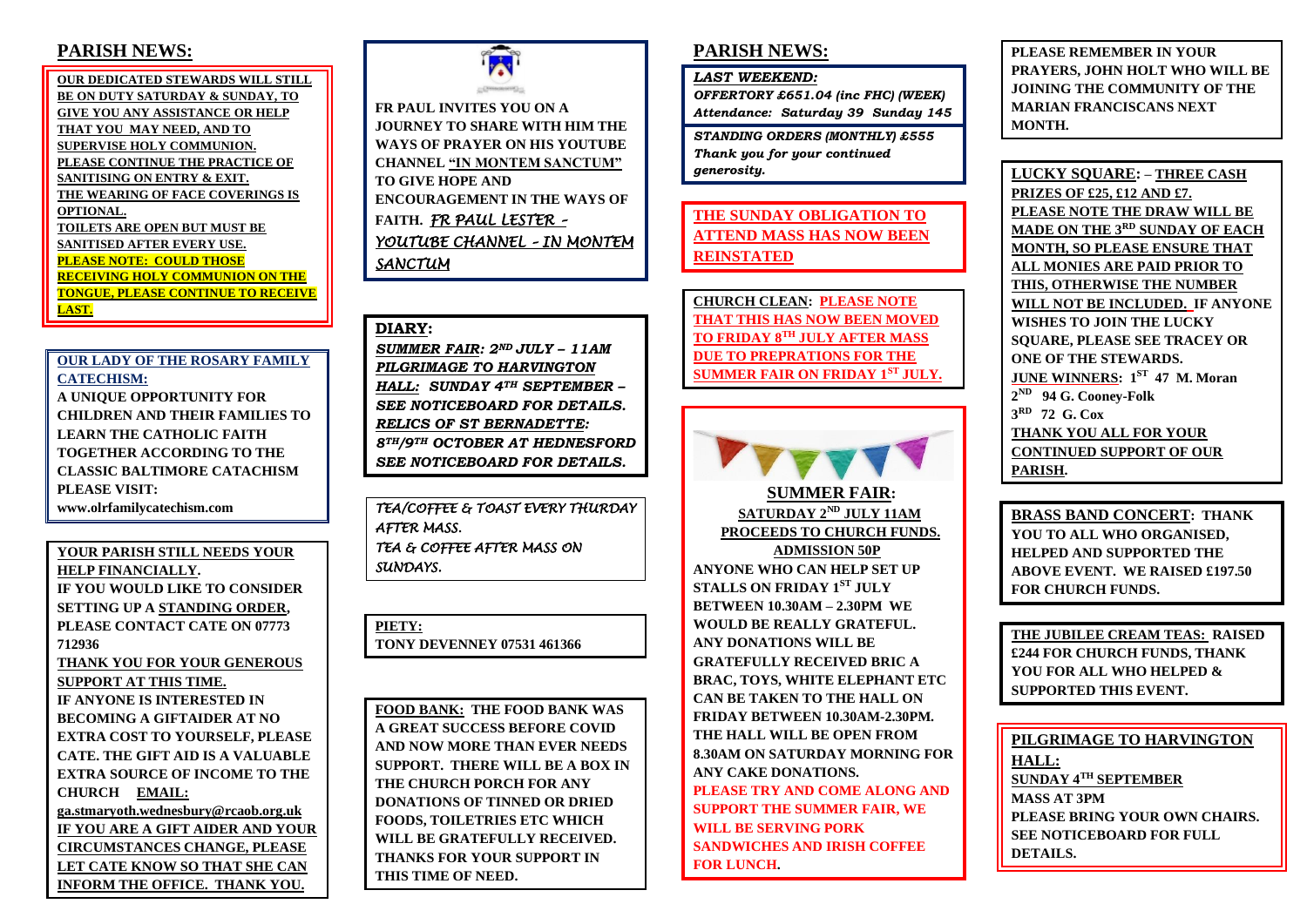## PARISH NEWS:

**OUR DEDICATED STEWARDS WILL STILL BE ON DUTY SATURDAY & SUNDAY, TO GIVE YOU ANY ASSISTANCE OR HELP THAT YOU MAY NEED, AND TO SUPERVISE HOLY COMMUNION.**
**PLEASE CONTINUE THE PRACTICE OF SANITISING ON ENTRY & EXIT.**
**THE WEARING OF FACE COVERINGS IS OPTIONAL.**
**TOILETS ARE OPEN BUT MUST BE SANITISED AFTER EVERY USE.**
**PLEASE NOTE: COULD THOSE RECEIVING HOLY COMMUNION ON THE TONGUE, PLEASE CONTINUE TO RECEIVE LAST.**

**OUR LADY OF THE ROSARY FAMILY CATECHISM:**
**A UNIQUE OPPORTUNITY FOR CHILDREN AND THEIR FAMILIES TO LEARN THE CATHOLIC FAITH TOGETHER ACCORDING TO THE CLASSIC BALTIMORE CATACHISM PLEASE VISIT:**
**www.olrfamilycatechism.com**

**YOUR PARISH STILL NEEDS YOUR HELP FINANCIALLY.**
**IF YOU WOULD LIKE TO CONSIDER SETTING UP A STANDING ORDER, PLEASE CONTACT CATE ON 07773 712936**
**THANK YOU FOR YOUR GENEROUS SUPPORT AT THIS TIME.**
**IF ANYONE IS INTERESTED IN BECOMING A GIFTAIDER AT NO EXTRA COST TO YOURSELF, PLEASE CATE. THE GIFT AID IS A VALUABLE EXTRA SOURCE OF INCOME TO THE CHURCH EMAIL: ga.stmaryoth.wednesbury@rcaob.org.uk**
**IF YOU ARE A GIFT AIDER AND YOUR CIRCUMSTANCES CHANGE, PLEASE LET CATE KNOW SO THAT SHE CAN INFORM THE OFFICE. THANK YOU.**

**FR PAUL INVITES YOU ON A JOURNEY TO SHARE WITH HIM THE WAYS OF PRAYER ON HIS YOUTUBE CHANNEL "IN MONTEM SANCTUM" TO GIVE HOPE AND ENCOURAGEMENT IN THE WAYS OF FAITH.** *FR PAUL LESTER – YOUTUBE CHANNEL – IN MONTEM SANCTUM*

**DIARY:**
***SUMMER FAIR: 2ND JULY – 11AM***
***PILGRIMAGE TO HARVINGTON HALL: SUNDAY 4TH SEPTEMBER – SEE NOTICEBOARD FOR DETAILS.***
***RELICS OF ST BERNADETTE: 8TH/9TH OCTOBER AT HEDNESFORD SEE NOTICEBOARD FOR DETAILS.***

*TEA/COFFEE & TOAST EVERY THURDAY AFTER MASS.*
*TEA & COFFEE AFTER MASS ON SUNDAYS.*

**PIETY:**
**TONY DEVENNEY 07531 461366**

**FOOD BANK: THE FOOD BANK WAS A GREAT SUCCESS BEFORE COVID AND NOW MORE THAN EVER NEEDS SUPPORT. THERE WILL BE A BOX IN THE CHURCH PORCH FOR ANY DONATIONS OF TINNED OR DRIED FOODS, TOILETRIES ETC WHICH WILL BE GRATEFULLY RECEIVED. THANKS FOR YOUR SUPPORT IN THIS TIME OF NEED.**

## PARISH NEWS:

***LAST WEEKEND:***
***OFFERTORY £651.04 (inc FHC) (WEEK)***
***Attendance: Saturday 39 Sunday 145***

***STANDING ORDERS (MONTHLY) £555***
***Thank you for your continued generosity.***

**THE SUNDAY OBLIGATION TO ATTEND MASS HAS NOW BEEN REINSTATED**

**CHURCH CLEAN: PLEASE NOTE THAT THIS HAS NOW BEEN MOVED TO FRIDAY 8TH JULY AFTER MASS DUE TO PREPRATIONS FOR THE SUMMER FAIR ON FRIDAY 1ST JULY.**

**SUMMER FAIR:**
**SATURDAY 2ND JULY 11AM**
**PROCEEDS TO CHURCH FUNDS.**
**ADMISSION 50P**
**ANYONE WHO CAN HELP SET UP STALLS ON FRIDAY 1ST JULY BETWEEN 10.30AM – 2.30PM WE WOULD BE REALLY GRATEFUL. ANY DONATIONS WILL BE GRATEFULLY RECEIVED BRIC A BRAC, TOYS, WHITE ELEPHANT ETC CAN BE TAKEN TO THE HALL ON FRIDAY BETWEEN 10.30AM-2.30PM. THE HALL WILL BE OPEN FROM 8.30AM ON SATURDAY MORNING FOR ANY CAKE DONATIONS.**
**PLEASE TRY AND COME ALONG AND SUPPORT THE SUMMER FAIR, WE WILL BE SERVING PORK SANDWICHES AND IRISH COFFEE FOR LUNCH.**

**PLEASE REMEMBER IN YOUR PRAYERS, JOHN HOLT WHO WILL BE JOINING THE COMMUNITY OF THE MARIAN FRANCISCANS NEXT MONTH.**

**LUCKY SQUARE: – THREE CASH PRIZES OF £25, £12 AND £7.**
**PLEASE NOTE THE DRAW WILL BE MADE ON THE 3RD SUNDAY OF EACH MONTH, SO PLEASE ENSURE THAT ALL MONIES ARE PAID PRIOR TO THIS, OTHERWISE THE NUMBER WILL NOT BE INCLUDED. IF ANYONE WISHES TO JOIN THE LUCKY SQUARE, PLEASE SEE TRACEY OR ONE OF THE STEWARDS.**
**JUNE WINNERS: 1ST 47 M. Moran**
**2ND 94 G. Cooney-Folk**
**3RD 72 G. Cox**
**THANK YOU ALL FOR YOUR CONTINUED SUPPORT OF OUR PARISH.**

**BRASS BAND CONCERT: THANK YOU TO ALL WHO ORGANISED, HELPED AND SUPPORTED THE ABOVE EVENT. WE RAISED £197.50 FOR CHURCH FUNDS.**

**THE JUBILEE CREAM TEAS: RAISED £244 FOR CHURCH FUNDS, THANK YOU FOR ALL WHO HELPED & SUPPORTED THIS EVENT.**

**PILGRIMAGE TO HARVINGTON HALL:**
**SUNDAY 4TH SEPTEMBER**
**MASS AT 3PM**
**PLEASE BRING YOUR OWN CHAIRS.**
**SEE NOTICEBOARD FOR FULL DETAILS.**